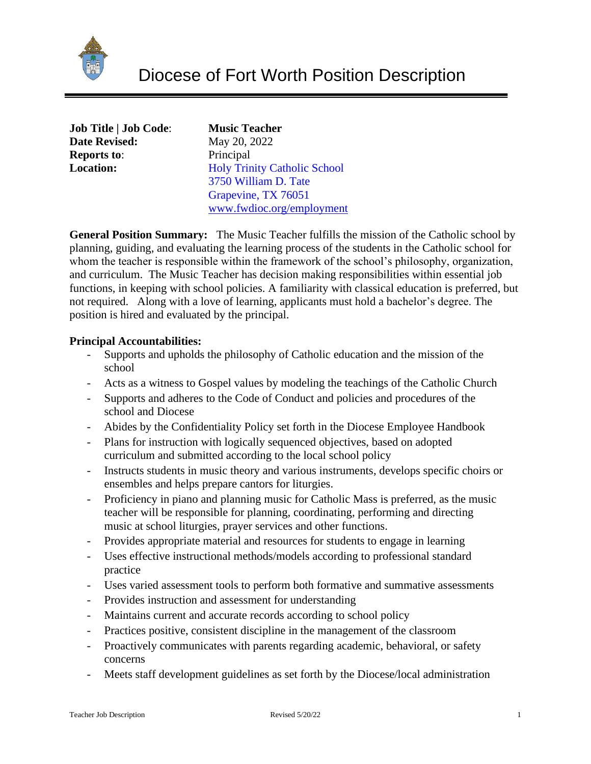# Diocese of Fort Worth Position Description

**Job Title | Job Code**: **Music Teacher**
**Date Revised:** May 20, 2022
**Reports to**: Principal
**Location:** Holy Trinity Catholic School
3750 William D. Tate
Grapevine, TX 76051
www.fwdioc.org/employment

**General Position Summary:** The Music Teacher fulfills the mission of the Catholic school by planning, guiding, and evaluating the learning process of the students in the Catholic school for whom the teacher is responsible within the framework of the school's philosophy, organization, and curriculum. The Music Teacher has decision making responsibilities within essential job functions, in keeping with school policies. A familiarity with classical education is preferred, but not required. Along with a love of learning, applicants must hold a bachelor's degree. The position is hired and evaluated by the principal.

**Principal Accountabilities:**

- Supports and upholds the philosophy of Catholic education and the mission of the school
- Acts as a witness to Gospel values by modeling the teachings of the Catholic Church
- Supports and adheres to the Code of Conduct and policies and procedures of the school and Diocese
- Abides by the Confidentiality Policy set forth in the Diocese Employee Handbook
- Plans for instruction with logically sequenced objectives, based on adopted curriculum and submitted according to the local school policy
- Instructs students in music theory and various instruments, develops specific choirs or ensembles and helps prepare cantors for liturgies.
- Proficiency in piano and planning music for Catholic Mass is preferred, as the music teacher will be responsible for planning, coordinating, performing and directing music at school liturgies, prayer services and other functions.
- Provides appropriate material and resources for students to engage in learning
- Uses effective instructional methods/models according to professional standard practice
- Uses varied assessment tools to perform both formative and summative assessments
- Provides instruction and assessment for understanding
- Maintains current and accurate records according to school policy
- Practices positive, consistent discipline in the management of the classroom
- Proactively communicates with parents regarding academic, behavioral, or safety concerns
- Meets staff development guidelines as set forth by the Diocese/local administration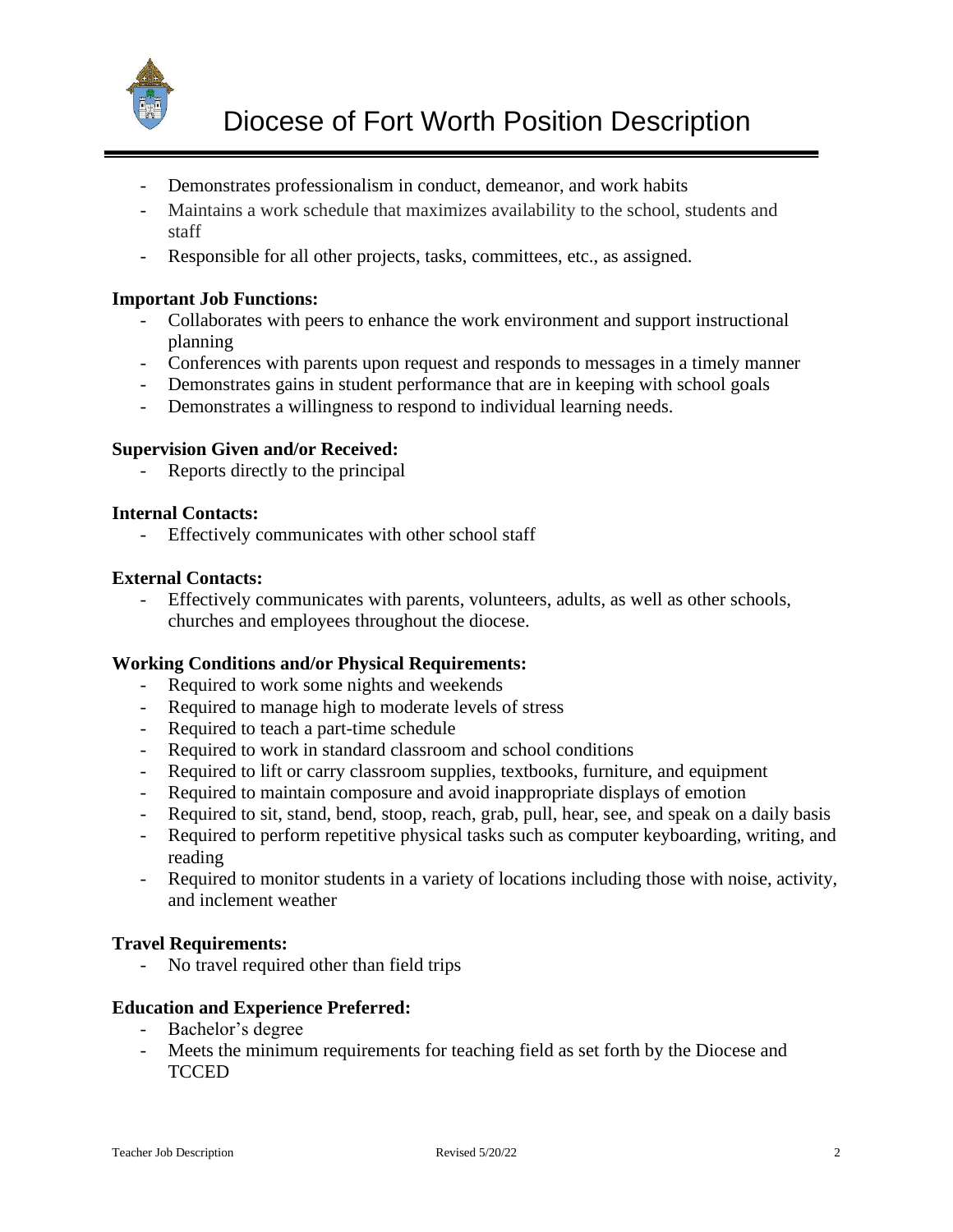# Diocese of Fort Worth Position Description

- Demonstrates professionalism in conduct, demeanor, and work habits
- Maintains a work schedule that maximizes availability to the school, students and staff
- Responsible for all other projects, tasks, committees, etc., as assigned.

**Important Job Functions:**

- Collaborates with peers to enhance the work environment and support instructional planning
- Conferences with parents upon request and responds to messages in a timely manner
- Demonstrates gains in student performance that are in keeping with school goals
- Demonstrates a willingness to respond to individual learning needs.

**Supervision Given and/or Received:**

- Reports directly to the principal

**Internal Contacts:**

- Effectively communicates with other school staff

**External Contacts:**

- Effectively communicates with parents, volunteers, adults, as well as other schools, churches and employees throughout the diocese.

**Working Conditions and/or Physical Requirements:**

- Required to work some nights and weekends
- Required to manage high to moderate levels of stress
- Required to teach a part-time schedule
- Required to work in standard classroom and school conditions
- Required to lift or carry classroom supplies, textbooks, furniture, and equipment
- Required to maintain composure and avoid inappropriate displays of emotion
- Required to sit, stand, bend, stoop, reach, grab, pull, hear, see, and speak on a daily basis
- Required to perform repetitive physical tasks such as computer keyboarding, writing, and reading
- Required to monitor students in a variety of locations including those with noise, activity, and inclement weather

**Travel Requirements:**

- No travel required other than field trips

**Education and Experience Preferred:**

- Bachelor's degree
- Meets the minimum requirements for teaching field as set forth by the Diocese and TCCED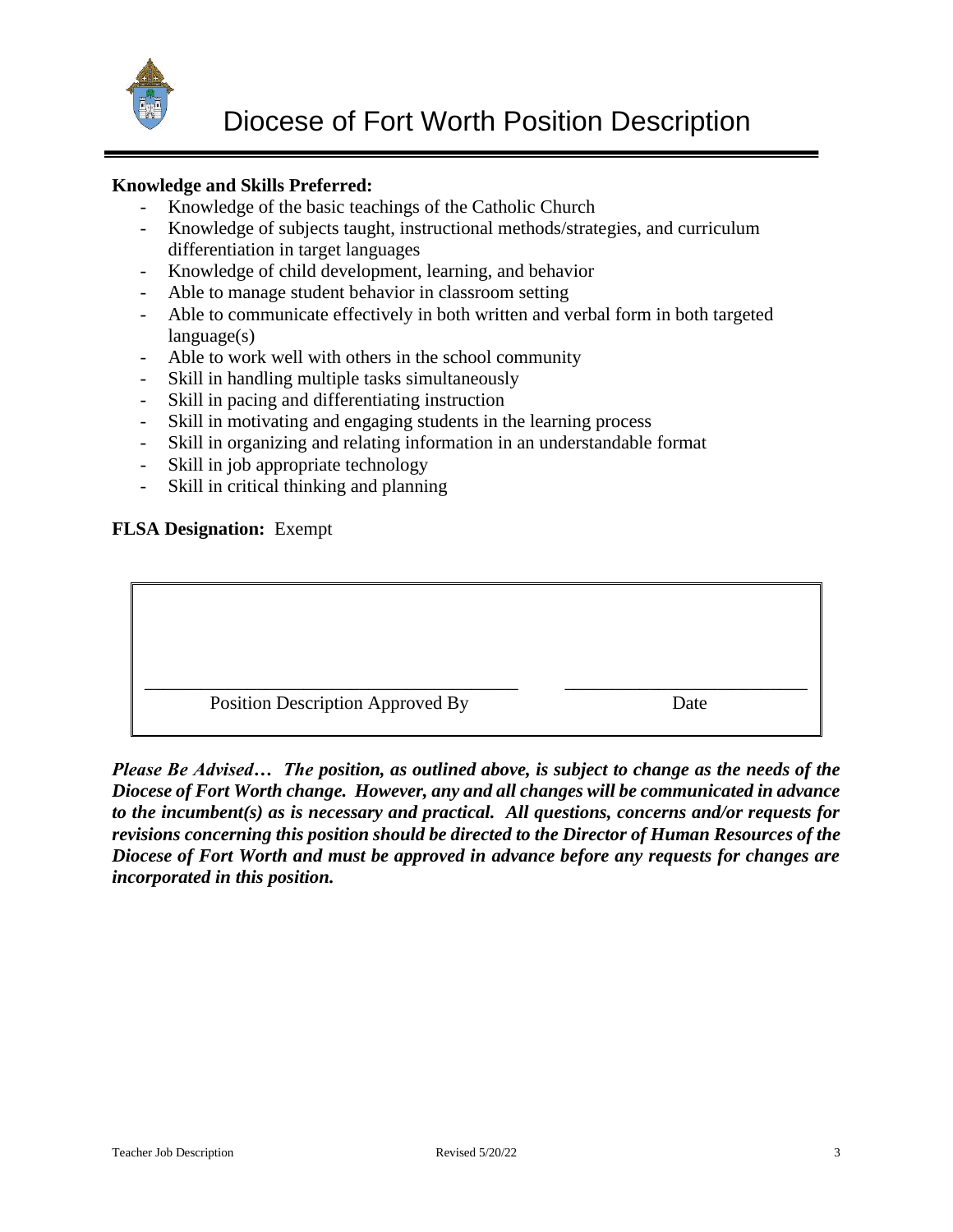# Diocese of Fort Worth Position Description

**Knowledge and Skills Preferred:**

- Knowledge of the basic teachings of the Catholic Church
- Knowledge of subjects taught, instructional methods/strategies, and curriculum differentiation in target languages
- Knowledge of child development, learning, and behavior
- Able to manage student behavior in classroom setting
- Able to communicate effectively in both written and verbal form in both targeted language(s)
- Able to work well with others in the school community
- Skill in handling multiple tasks simultaneously
- Skill in pacing and differentiating instruction
- Skill in motivating and engaging students in the learning process
- Skill in organizing and relating information in an understandable format
- Skill in job appropriate technology
- Skill in critical thinking and planning

**FLSA Designation:** Exempt

| | |
|---|---|
| ______________________________ | ____________________ |
| Position Description Approved By | Date |

***Please Be Advised… The position, as outlined above, is subject to change as the needs of the Diocese of Fort Worth change. However, any and all changes will be communicated in advance to the incumbent(s) as is necessary and practical. All questions, concerns and/or requests for revisions concerning this position should be directed to the Director of Human Resources of the Diocese of Fort Worth and must be approved in advance before any requests for changes are incorporated in this position.***